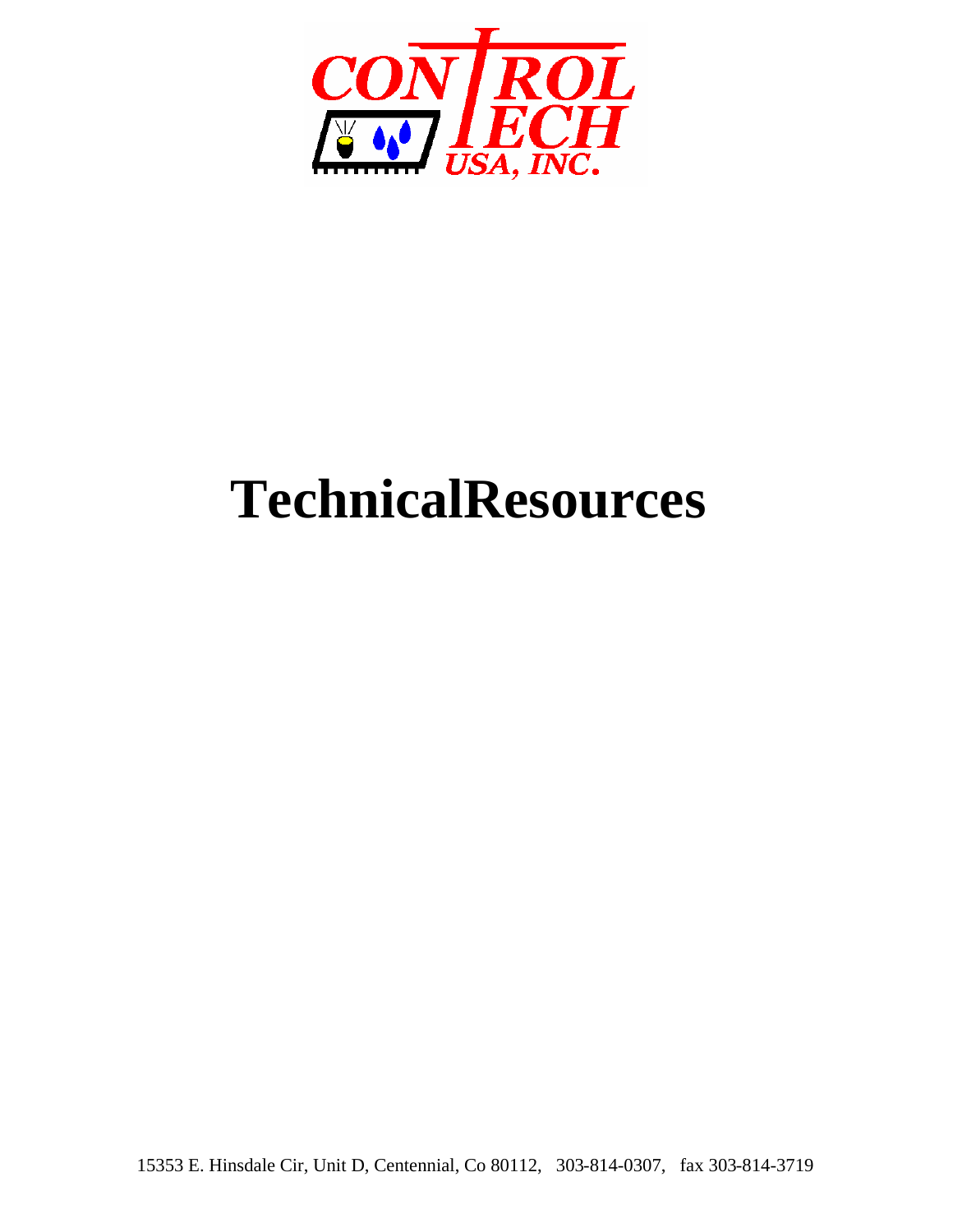CONTROL TECH USA, INC.

# TechnicalResources

15353 E. Hinsdale Cir, Unit D, Centennial, Co 80112, 303-814-0307, fax 303-814-3719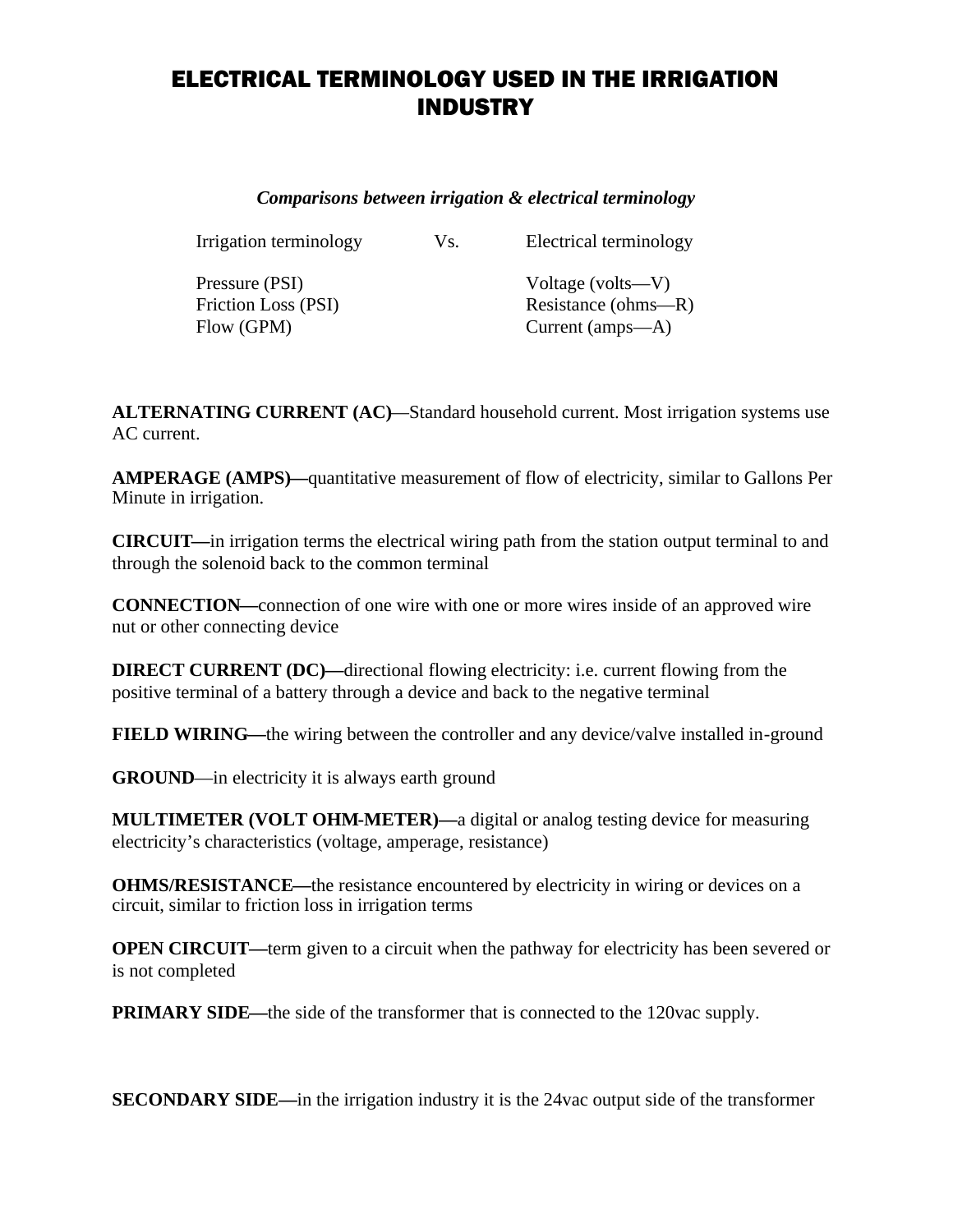# ELECTRICAL TERMINOLOGY USED IN THE IRRIGATION INDUSTRY

***Comparisons between irrigation & electrical terminology***

| Irrigation terminology | Vs. | Electrical terminology |
|---|---|---|
| Pressure (PSI) | | Voltage (volts—V) |
| Friction Loss (PSI) | | Resistance (ohms—R) |
| Flow (GPM) | | Current (amps—A) |

**ALTERNATING CURRENT (AC)**—Standard household current. Most irrigation systems use AC current.

**AMPERAGE (AMPS)—**quantitative measurement of flow of electricity, similar to Gallons Per Minute in irrigation.

**CIRCUIT—**in irrigation terms the electrical wiring path from the station output terminal to and through the solenoid back to the common terminal

**CONNECTION—**connection of one wire with one or more wires inside of an approved wire nut or other connecting device

**DIRECT CURRENT (DC)—**directional flowing electricity: i.e. current flowing from the positive terminal of a battery through a device and back to the negative terminal

**FIELD WIRING—**the wiring between the controller and any device/valve installed in-ground

**GROUND**—in electricity it is always earth ground

**MULTIMETER (VOLT OHM-METER)—**a digital or analog testing device for measuring electricity's characteristics (voltage, amperage, resistance)

**OHMS/RESISTANCE—**the resistance encountered by electricity in wiring or devices on a circuit, similar to friction loss in irrigation terms

**OPEN CIRCUIT—**term given to a circuit when the pathway for electricity has been severed or is not completed

**PRIMARY SIDE—**the side of the transformer that is connected to the 120vac supply.

**SECONDARY SIDE—**in the irrigation industry it is the 24vac output side of the transformer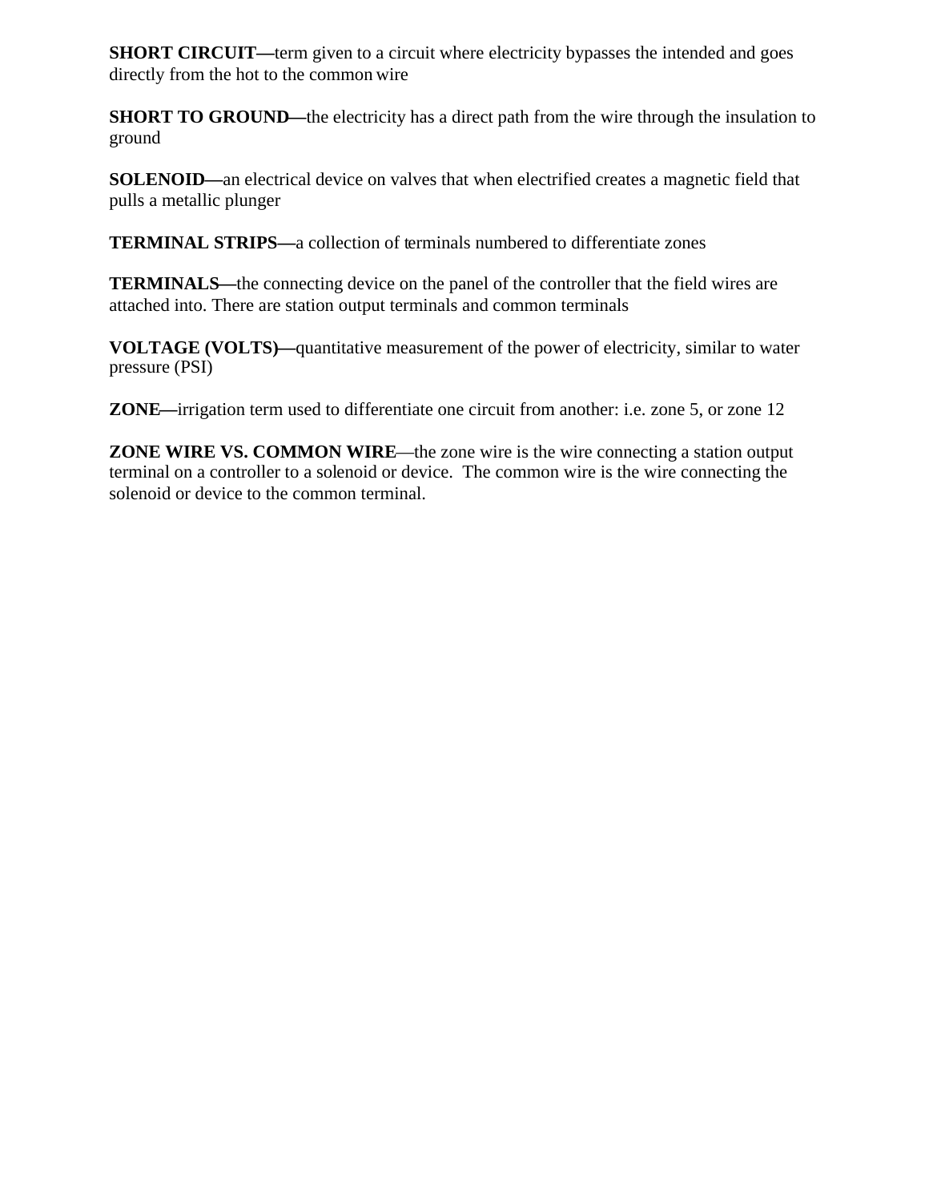**SHORT CIRCUIT—**term given to a circuit where electricity bypasses the intended and goes directly from the hot to the common wire

**SHORT TO GROUND—**the electricity has a direct path from the wire through the insulation to ground

**SOLENOID—**an electrical device on valves that when electrified creates a magnetic field that pulls a metallic plunger

**TERMINAL STRIPS—**a collection of terminals numbered to differentiate zones

**TERMINALS—**the connecting device on the panel of the controller that the field wires are attached into. There are station output terminals and common terminals

**VOLTAGE (VOLTS)—**quantitative measurement of the power of electricity, similar to water pressure (PSI)

**ZONE—**irrigation term used to differentiate one circuit from another: i.e. zone 5, or zone 12

**ZONE WIRE VS. COMMON WIRE**—the zone wire is the wire connecting a station output terminal on a controller to a solenoid or device. The common wire is the wire connecting the solenoid or device to the common terminal.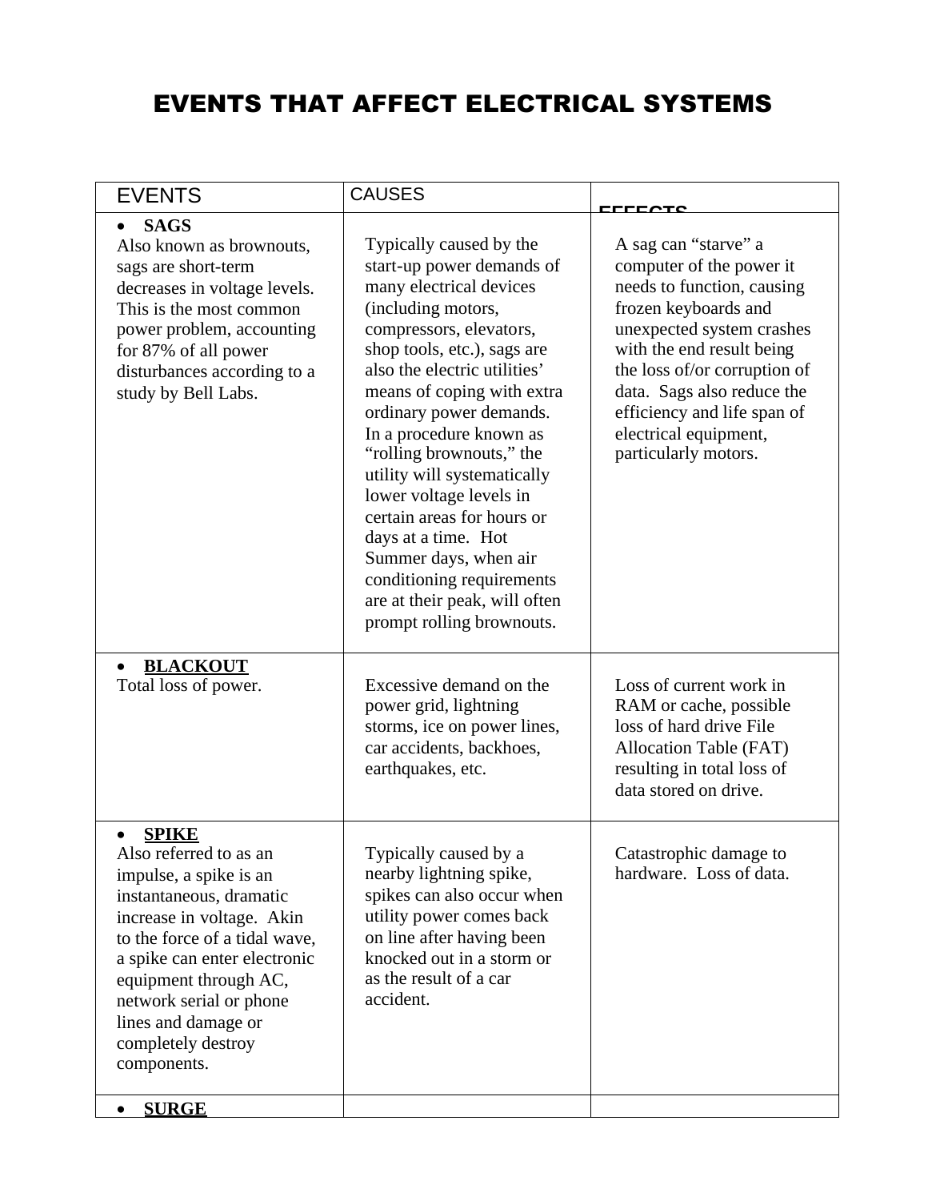# EVENTS THAT AFFECT ELECTRICAL SYSTEMS

| EVENTS | CAUSES | EFFECTS |
|---|---|---|
| • **SAGS**<br>Also known as brownouts, sags are short-term decreases in voltage levels. This is the most common power problem, accounting for 87% of all power disturbances according to a study by Bell Labs. | Typically caused by the start-up power demands of many electrical devices (including motors, compressors, elevators, shop tools, etc.), sags are also the electric utilities' means of coping with extra ordinary power demands. In a procedure known as "rolling brownouts," the utility will systematically lower voltage levels in certain areas for hours or days at a time. Hot Summer days, when air conditioning requirements are at their peak, will often prompt rolling brownouts. | A sag can "starve" a computer of the power it needs to function, causing frozen keyboards and unexpected system crashes with the end result being the loss of/or corruption of data. Sags also reduce the efficiency and life span of electrical equipment, particularly motors. |
| • **<u>BLACKOUT</u>**<br>Total loss of power. | Excessive demand on the power grid, lightning storms, ice on power lines, car accidents, backhoes, earthquakes, etc. | Loss of current work in RAM or cache, possible loss of hard drive File Allocation Table (FAT) resulting in total loss of data stored on drive. |
| • **<u>SPIKE</u>**<br>Also referred to as an impulse, a spike is an instantaneous, dramatic increase in voltage. Akin to the force of a tidal wave, a spike can enter electronic equipment through AC, network serial or phone lines and damage or completely destroy components. | Typically caused by a nearby lightning spike, spikes can also occur when utility power comes back on line after having been knocked out in a storm or as the result of a car accident. | Catastrophic damage to hardware. Loss of data. |
| • **<u>SURGE</u>** | | |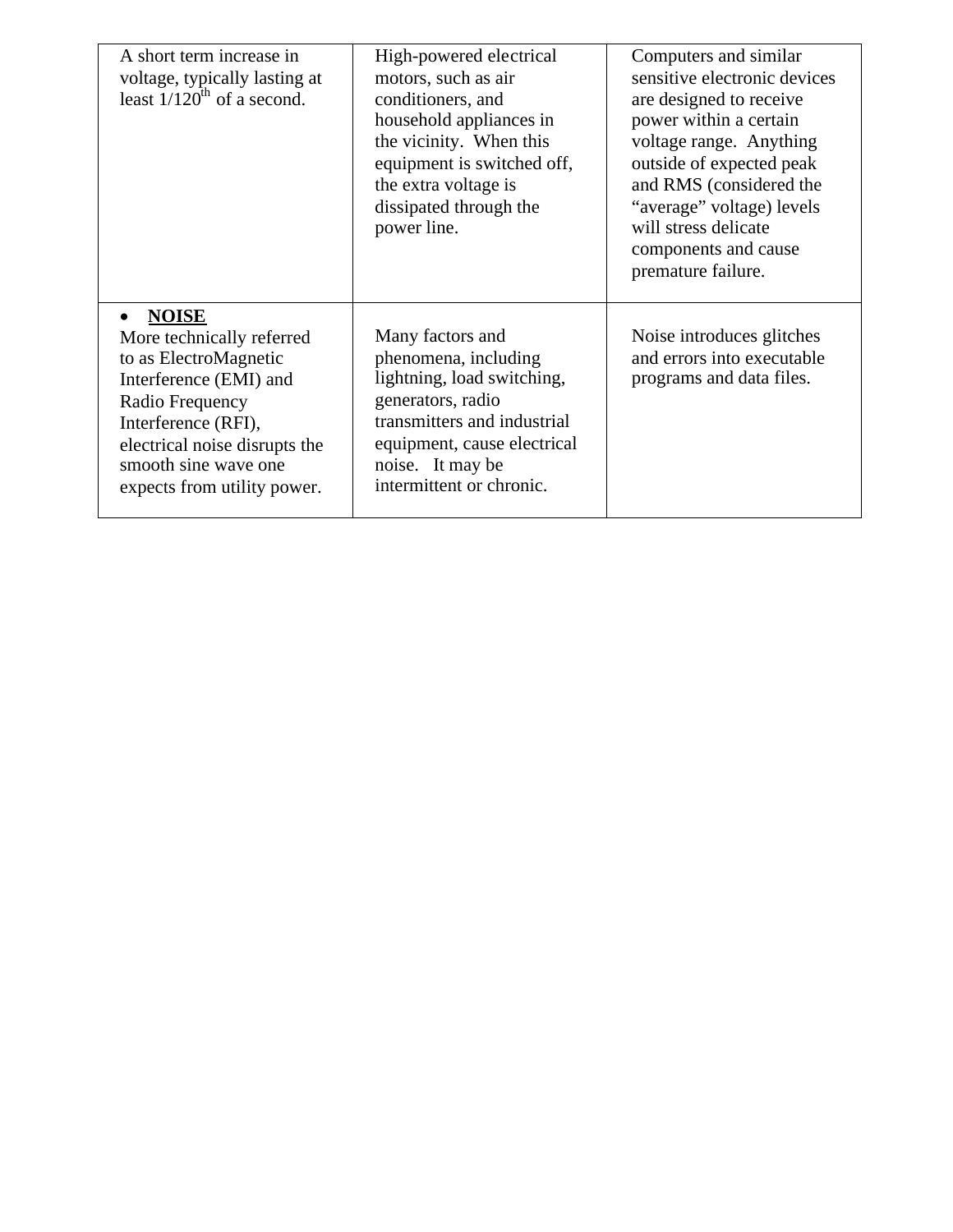| | | |
|---|---|---|
| A short term increase in voltage, typically lasting at least 1/120th of a second. | High-powered electrical motors, such as air conditioners, and household appliances in the vicinity. When this equipment is switched off, the extra voltage is dissipated through the power line. | Computers and similar sensitive electronic devices are designed to receive power within a certain voltage range. Anything outside of expected peak and RMS (considered the "average" voltage) levels will stress delicate components and cause premature failure. |
| • **NOISE** More technically referred to as ElectroMagnetic Interference (EMI) and Radio Frequency Interference (RFI), electrical noise disrupts the smooth sine wave one expects from utility power. | Many factors and phenomena, including lightning, load switching, generators, radio transmitters and industrial equipment, cause electrical noise. It may be intermittent or chronic. | Noise introduces glitches and errors into executable programs and data files. |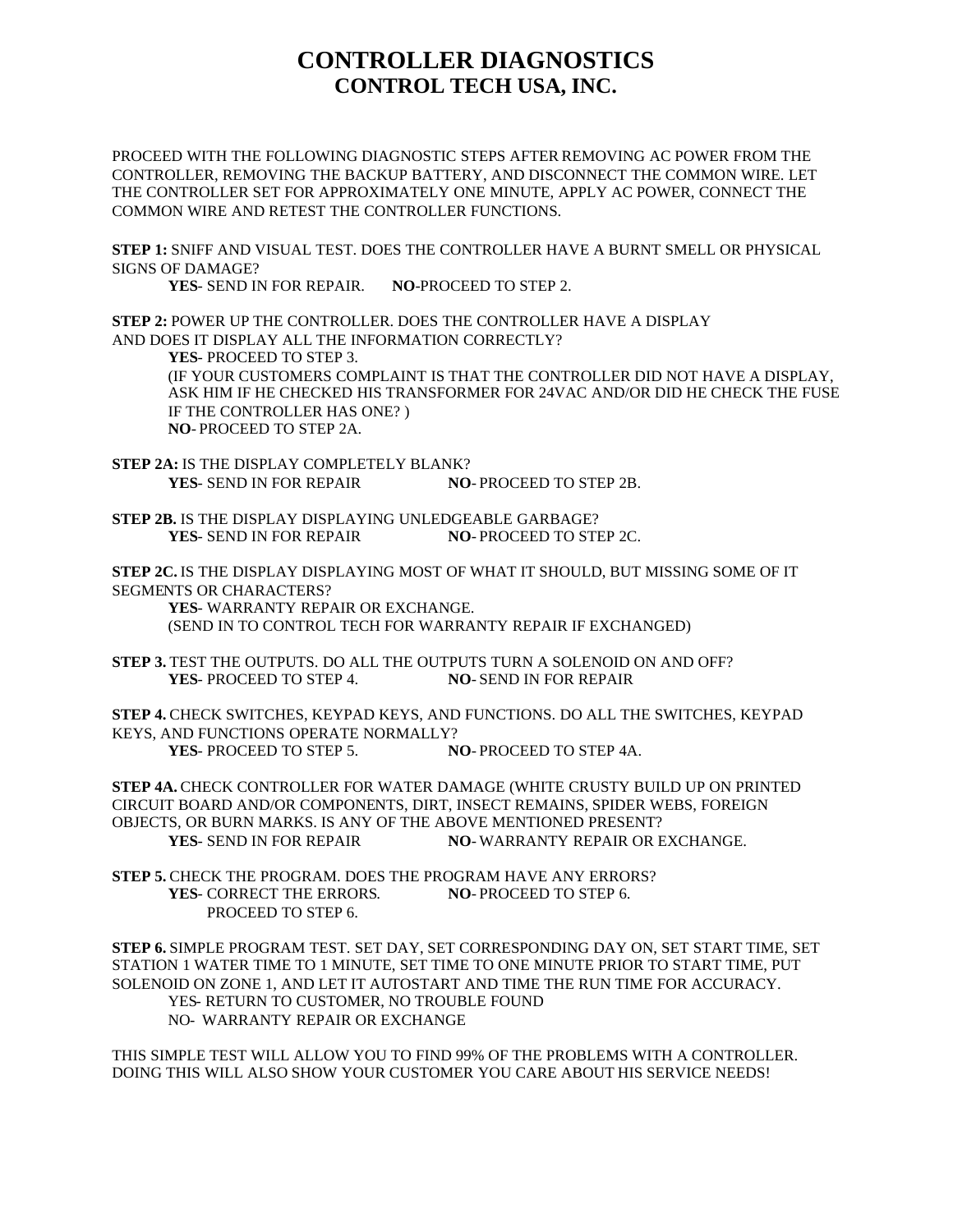# CONTROLLER DIAGNOSTICS
## CONTROL TECH USA, INC.

PROCEED WITH THE FOLLOWING DIAGNOSTIC STEPS AFTER REMOVING AC POWER FROM THE CONTROLLER, REMOVING THE BACKUP BATTERY, AND DISCONNECT THE COMMON WIRE. LET THE CONTROLLER SET FOR APPROXIMATELY ONE MINUTE, APPLY AC POWER, CONNECT THE COMMON WIRE AND RETEST THE CONTROLLER FUNCTIONS.

**STEP 1:** SNIFF AND VISUAL TEST. DOES THE CONTROLLER HAVE A BURNT SMELL OR PHYSICAL SIGNS OF DAMAGE?

**YES**- SEND IN FOR REPAIR. **NO**-PROCEED TO STEP 2.

**STEP 2:** POWER UP THE CONTROLLER. DOES THE CONTROLLER HAVE A DISPLAY AND DOES IT DISPLAY ALL THE INFORMATION CORRECTLY?

**YES**- PROCEED TO STEP 3.
(IF YOUR CUSTOMERS COMPLAINT IS THAT THE CONTROLLER DID NOT HAVE A DISPLAY, ASK HIM IF HE CHECKED HIS TRANSFORMER FOR 24VAC AND/OR DID HE CHECK THE FUSE IF THE CONTROLLER HAS ONE? )
**NO**- PROCEED TO STEP 2A.

**STEP 2A:** IS THE DISPLAY COMPLETELY BLANK?

**YES**- SEND IN FOR REPAIR **NO**- PROCEED TO STEP 2B.

**STEP 2B.** IS THE DISPLAY DISPLAYING UNLEDGEABLE GARBAGE?

**YES**- SEND IN FOR REPAIR **NO**- PROCEED TO STEP 2C.

**STEP 2C.** IS THE DISPLAY DISPLAYING MOST OF WHAT IT SHOULD, BUT MISSING SOME OF IT SEGMENTS OR CHARACTERS?

**YES**- WARRANTY REPAIR OR EXCHANGE.
(SEND IN TO CONTROL TECH FOR WARRANTY REPAIR IF EXCHANGED)

**STEP 3.** TEST THE OUTPUTS. DO ALL THE OUTPUTS TURN A SOLENOID ON AND OFF?

**YES**- PROCEED TO STEP 4. **NO**- SEND IN FOR REPAIR

**STEP 4.** CHECK SWITCHES, KEYPAD KEYS, AND FUNCTIONS. DO ALL THE SWITCHES, KEYPAD KEYS, AND FUNCTIONS OPERATE NORMALLY?

**YES**- PROCEED TO STEP 5. **NO**- PROCEED TO STEP 4A.

**STEP 4A.** CHECK CONTROLLER FOR WATER DAMAGE (WHITE CRUSTY BUILD UP ON PRINTED CIRCUIT BOARD AND/OR COMPONENTS, DIRT, INSECT REMAINS, SPIDER WEBS, FOREIGN OBJECTS, OR BURN MARKS. IS ANY OF THE ABOVE MENTIONED PRESENT?

**YES**- SEND IN FOR REPAIR **NO**- WARRANTY REPAIR OR EXCHANGE.

**STEP 5.** CHECK THE PROGRAM. DOES THE PROGRAM HAVE ANY ERRORS?

**YES**- CORRECT THE ERRORS. PROCEED TO STEP 6. **NO**- PROCEED TO STEP 6.

**STEP 6.** SIMPLE PROGRAM TEST. SET DAY, SET CORRESPONDING DAY ON, SET START TIME, SET STATION 1 WATER TIME TO 1 MINUTE, SET TIME TO ONE MINUTE PRIOR TO START TIME, PUT SOLENOID ON ZONE 1, AND LET IT AUTOSTART AND TIME THE RUN TIME FOR ACCURACY.

YES- RETURN TO CUSTOMER, NO TROUBLE FOUND
NO- WARRANTY REPAIR OR EXCHANGE

THIS SIMPLE TEST WILL ALLOW YOU TO FIND 99% OF THE PROBLEMS WITH A CONTROLLER. DOING THIS WILL ALSO SHOW YOUR CUSTOMER YOU CARE ABOUT HIS SERVICE NEEDS!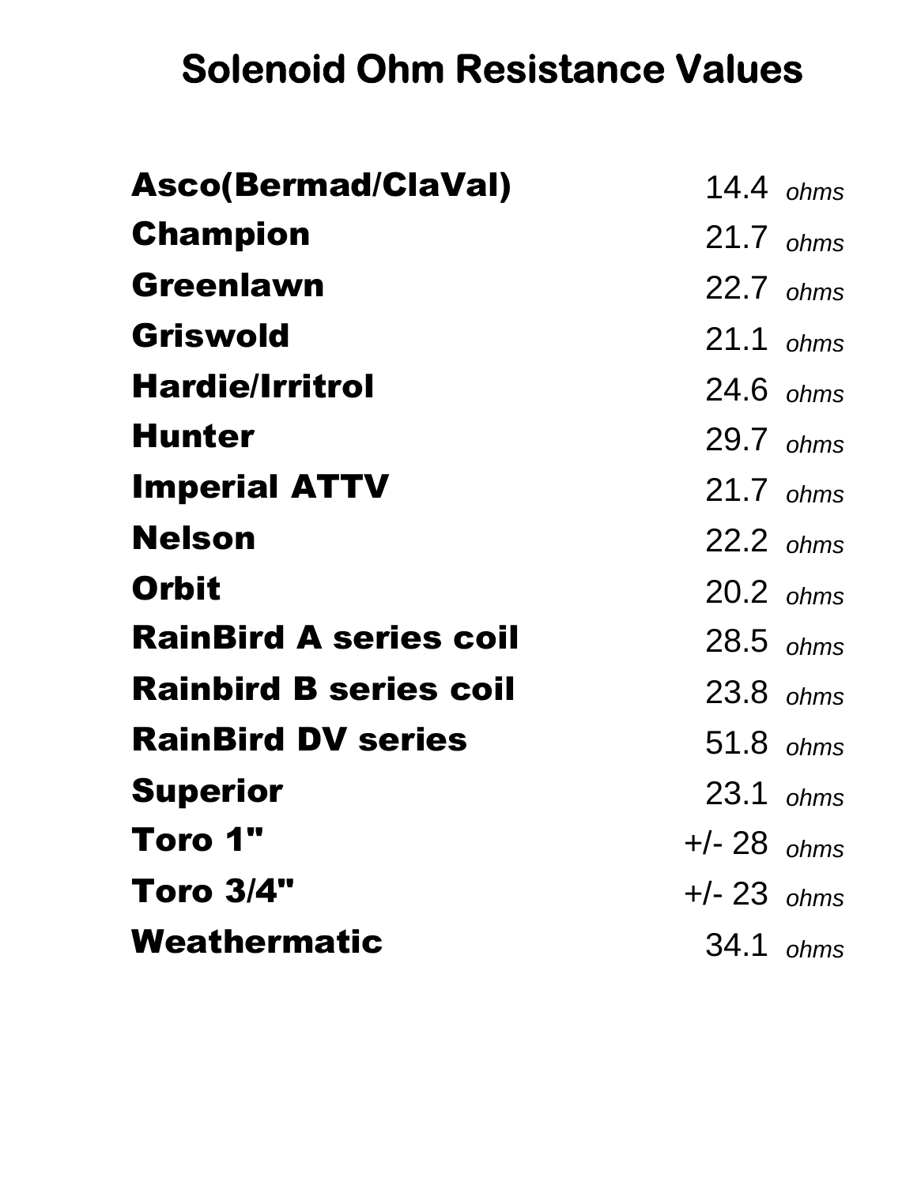# Solenoid Ohm Resistance Values

| | |
|---|---|
| **Asco(Bermad/ClaVal)** | 14.4 *ohms* |
| **Champion** | 21.7 *ohms* |
| **Greenlawn** | 22.7 *ohms* |
| **Griswold** | 21.1 *ohms* |
| **Hardie/Irritrol** | 24.6 *ohms* |
| **Hunter** | 29.7 *ohms* |
| **Imperial ATTV** | 21.7 *ohms* |
| **Nelson** | 22.2 *ohms* |
| **Orbit** | 20.2 *ohms* |
| **RainBird A series coil** | 28.5 *ohms* |
| **Rainbird B series coil** | 23.8 *ohms* |
| **RainBird DV series** | 51.8 *ohms* |
| **Superior** | 23.1 *ohms* |
| **Toro 1"** | +/- 28 *ohms* |
| **Toro 3/4"** | +/- 23 *ohms* |
| **Weathermatic** | 34.1 *ohms* |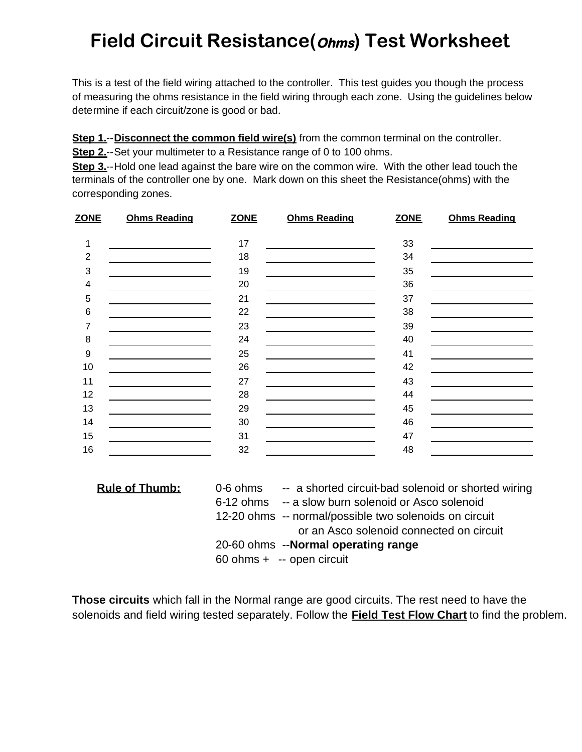# Field Circuit Resistance(*Ohms*) Test Worksheet

This is a test of the field wiring attached to the controller. This test guides you though the process of measuring the ohms resistance in the field wiring through each zone. Using the guidelines below determine if each circuit/zone is good or bad.

**Step 1.**--**Disconnect the common field wire(s)** from the common terminal on the controller.
**Step 2.**--Set your multimeter to a Resistance range of 0 to 100 ohms.
**Step 3.**--Hold one lead against the bare wire on the common wire. With the other lead touch the terminals of the controller one by one. Mark down on this sheet the Resistance(ohms) with the corresponding zones.

| ZONE | Ohms Reading | ZONE | Ohms Reading | ZONE | Ohms Reading |
|---|---|---|---|---|---|
| 1 | | 17 | | 33 | |
| 2 | | 18 | | 34 | |
| 3 | | 19 | | 35 | |
| 4 | | 20 | | 36 | |
| 5 | | 21 | | 37 | |
| 6 | | 22 | | 38 | |
| 7 | | 23 | | 39 | |
| 8 | | 24 | | 40 | |
| 9 | | 25 | | 41 | |
| 10 | | 26 | | 42 | |
| 11 | | 27 | | 43 | |
| 12 | | 28 | | 44 | |
| 13 | | 29 | | 45 | |
| 14 | | 30 | | 46 | |
| 15 | | 31 | | 47 | |
| 16 | | 32 | | 48 | |

**Rule of Thumb:**

- 0-6 ohms -- a shorted circuit-bad solenoid or shorted wiring
- 6-12 ohms -- a slow burn solenoid or Asco solenoid
- 12-20 ohms -- normal/possible two solenoids on circuit or an Asco solenoid connected on circuit
- 20-60 ohms --**Normal operating range**
- 60 ohms + -- open circuit

**Those circuits** which fall in the Normal range are good circuits. The rest need to have the solenoids and field wiring tested separately. Follow the **Field Test Flow Chart** to find the problem.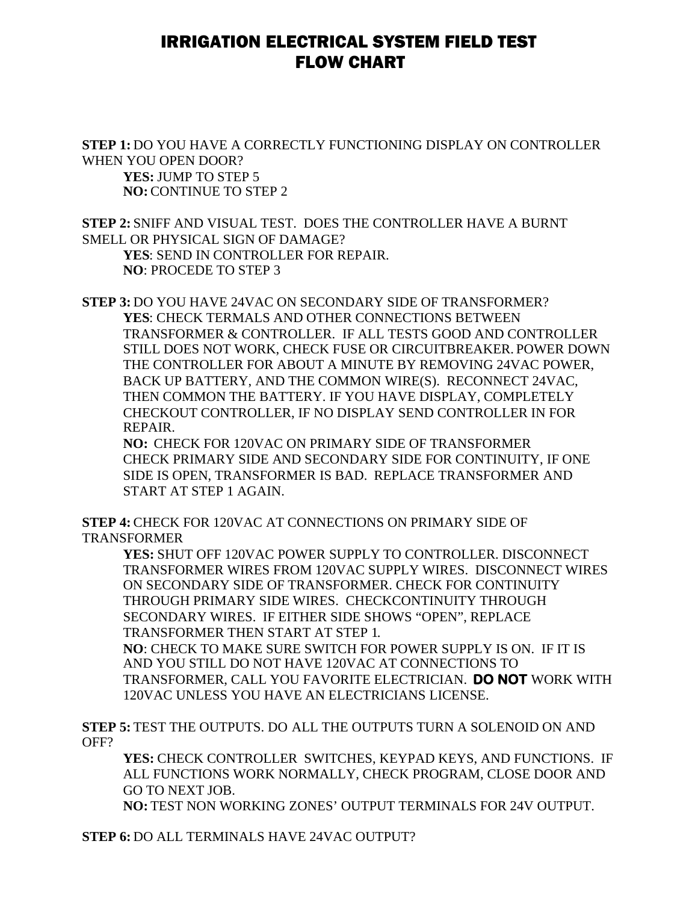# IRRIGATION ELECTRICAL SYSTEM FIELD TEST FLOW CHART

**STEP 1:** DO YOU HAVE A CORRECTLY FUNCTIONING DISPLAY ON CONTROLLER WHEN YOU OPEN DOOR?

**YES:** JUMP TO STEP 5
**NO:** CONTINUE TO STEP 2

**STEP 2:** SNIFF AND VISUAL TEST. DOES THE CONTROLLER HAVE A BURNT SMELL OR PHYSICAL SIGN OF DAMAGE?

**YES**: SEND IN CONTROLLER FOR REPAIR.
**NO**: PROCEDE TO STEP 3

**STEP 3:** DO YOU HAVE 24VAC ON SECONDARY SIDE OF TRANSFORMER?

**YES**: CHECK TERMALS AND OTHER CONNECTIONS BETWEEN TRANSFORMER & CONTROLLER. IF ALL TESTS GOOD AND CONTROLLER STILL DOES NOT WORK, CHECK FUSE OR CIRCUITBREAKER. POWER DOWN THE CONTROLLER FOR ABOUT A MINUTE BY REMOVING 24VAC POWER, BACK UP BATTERY, AND THE COMMON WIRE(S). RECONNECT 24VAC, THEN COMMON THE BATTERY. IF YOU HAVE DISPLAY, COMPLETELY CHECKOUT CONTROLLER, IF NO DISPLAY SEND CONTROLLER IN FOR REPAIR.

**NO:** CHECK FOR 120VAC ON PRIMARY SIDE OF TRANSFORMER CHECK PRIMARY SIDE AND SECONDARY SIDE FOR CONTINUITY, IF ONE SIDE IS OPEN, TRANSFORMER IS BAD. REPLACE TRANSFORMER AND START AT STEP 1 AGAIN.

**STEP 4:** CHECK FOR 120VAC AT CONNECTIONS ON PRIMARY SIDE OF TRANSFORMER

**YES:** SHUT OFF 120VAC POWER SUPPLY TO CONTROLLER. DISCONNECT TRANSFORMER WIRES FROM 120VAC SUPPLY WIRES. DISCONNECT WIRES ON SECONDARY SIDE OF TRANSFORMER. CHECK FOR CONTINUITY THROUGH PRIMARY SIDE WIRES. CHECKCONTINUITY THROUGH SECONDARY WIRES. IF EITHER SIDE SHOWS "OPEN", REPLACE TRANSFORMER THEN START AT STEP 1.

**NO**: CHECK TO MAKE SURE SWITCH FOR POWER SUPPLY IS ON. IF IT IS AND YOU STILL DO NOT HAVE 120VAC AT CONNECTIONS TO TRANSFORMER, CALL YOU FAVORITE ELECTRICIAN. **DO NOT** WORK WITH 120VAC UNLESS YOU HAVE AN ELECTRICIANS LICENSE.

**STEP 5:** TEST THE OUTPUTS. DO ALL THE OUTPUTS TURN A SOLENOID ON AND OFF?

**YES:** CHECK CONTROLLER SWITCHES, KEYPAD KEYS, AND FUNCTIONS. IF ALL FUNCTIONS WORK NORMALLY, CHECK PROGRAM, CLOSE DOOR AND GO TO NEXT JOB.

**NO:** TEST NON WORKING ZONES' OUTPUT TERMINALS FOR 24V OUTPUT.

**STEP 6:** DO ALL TERMINALS HAVE 24VAC OUTPUT?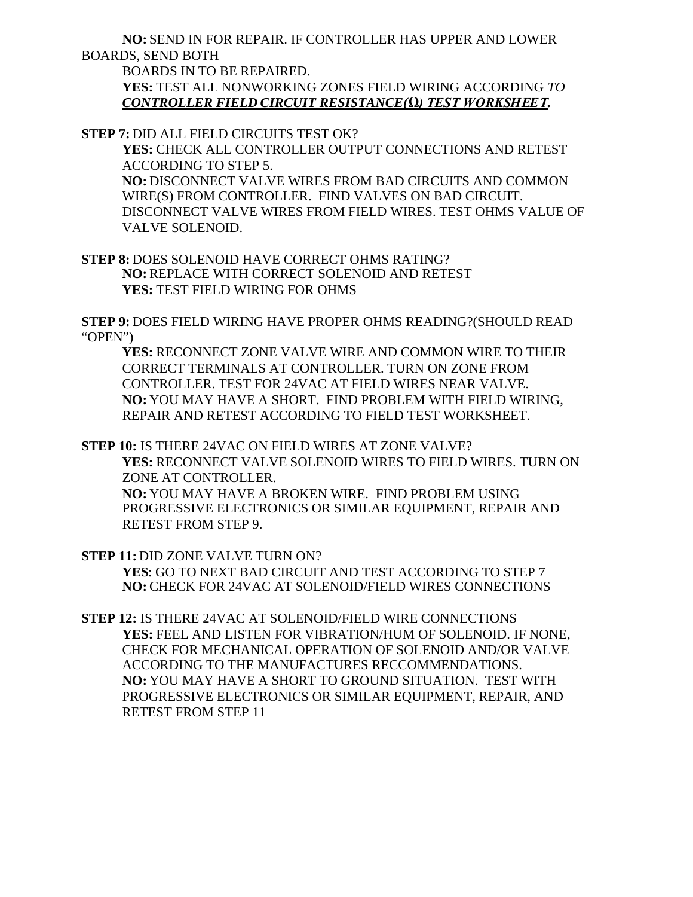**NO:** SEND IN FOR REPAIR. IF CONTROLLER HAS UPPER AND LOWER BOARDS, SEND BOTH BOARDS IN TO BE REPAIRED.

**YES:** TEST ALL NONWORKING ZONES FIELD WIRING ACCORDING *TO **CONTROLLER FIELD CIRCUIT RESISTANCE(Ω) TEST WORKSHEET.***

**STEP 7:** DID ALL FIELD CIRCUITS TEST OK?

**YES:** CHECK ALL CONTROLLER OUTPUT CONNECTIONS AND RETEST ACCORDING TO STEP 5.

**NO:** DISCONNECT VALVE WIRES FROM BAD CIRCUITS AND COMMON WIRE(S) FROM CONTROLLER. FIND VALVES ON BAD CIRCUIT. DISCONNECT VALVE WIRES FROM FIELD WIRES. TEST OHMS VALUE OF VALVE SOLENOID.

**STEP 8:** DOES SOLENOID HAVE CORRECT OHMS RATING?

**NO:** REPLACE WITH CORRECT SOLENOID AND RETEST

**YES:** TEST FIELD WIRING FOR OHMS

**STEP 9:** DOES FIELD WIRING HAVE PROPER OHMS READING?(SHOULD READ "OPEN")

**YES:** RECONNECT ZONE VALVE WIRE AND COMMON WIRE TO THEIR CORRECT TERMINALS AT CONTROLLER. TURN ON ZONE FROM CONTROLLER. TEST FOR 24VAC AT FIELD WIRES NEAR VALVE.

**NO:** YOU MAY HAVE A SHORT. FIND PROBLEM WITH FIELD WIRING, REPAIR AND RETEST ACCORDING TO FIELD TEST WORKSHEET.

**STEP 10:** IS THERE 24VAC ON FIELD WIRES AT ZONE VALVE?

**YES:** RECONNECT VALVE SOLENOID WIRES TO FIELD WIRES. TURN ON ZONE AT CONTROLLER.

**NO:** YOU MAY HAVE A BROKEN WIRE. FIND PROBLEM USING PROGRESSIVE ELECTRONICS OR SIMILAR EQUIPMENT, REPAIR AND RETEST FROM STEP 9.

**STEP 11:** DID ZONE VALVE TURN ON?

**YES**: GO TO NEXT BAD CIRCUIT AND TEST ACCORDING TO STEP 7

**NO:** CHECK FOR 24VAC AT SOLENOID/FIELD WIRES CONNECTIONS

**STEP 12:** IS THERE 24VAC AT SOLENOID/FIELD WIRE CONNECTIONS

**YES:** FEEL AND LISTEN FOR VIBRATION/HUM OF SOLENOID. IF NONE, CHECK FOR MECHANICAL OPERATION OF SOLENOID AND/OR VALVE ACCORDING TO THE MANUFACTURES RECCOMMENDATIONS.

**NO:** YOU MAY HAVE A SHORT TO GROUND SITUATION. TEST WITH PROGRESSIVE ELECTRONICS OR SIMILAR EQUIPMENT, REPAIR, AND RETEST FROM STEP 11